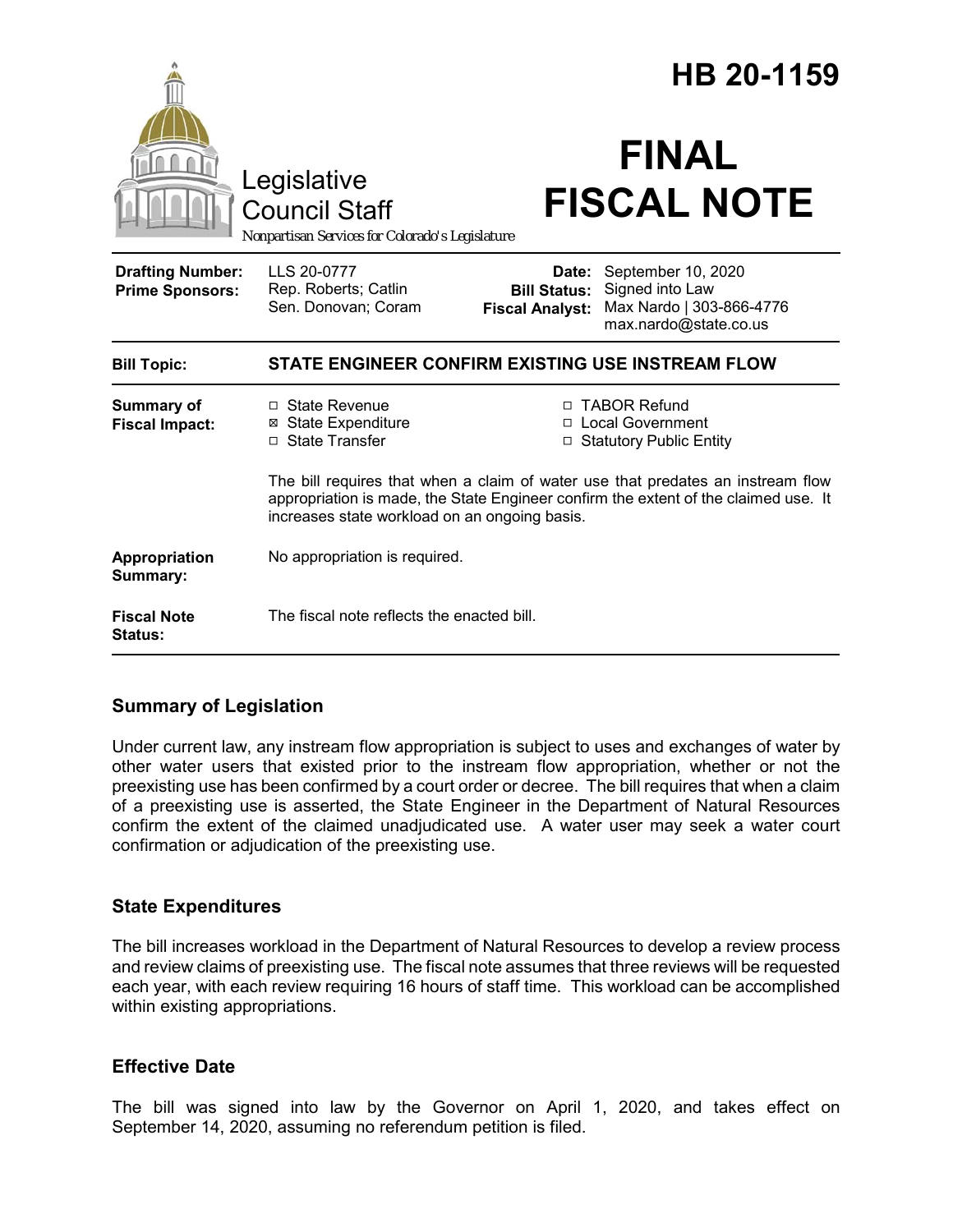# HB 20-1159

Legislative Council Staff

*Nonpartisan Services for Colorado's Legislature*

# FINAL FISCAL NOTE

| | | | |
|---|---|---|---|
| **Drafting Number:** | LLS 20-0777 | **Date:** | September 10, 2020 |
| **Prime Sponsors:** | Rep. Roberts; Catlin<br>Sen. Donovan; Coram | **Bill Status:** | Signed into Law |
| | | **Fiscal Analyst:** | Max Nardo \| 303-866-4776<br>max.nardo@state.co.us |

| | |
|---|---|
| **Bill Topic:** | **STATE ENGINEER CONFIRM EXISTING USE INSTREAM FLOW** |
| **Summary of Fiscal Impact:** | ☐ State Revenue<br>☒ State Expenditure<br>☐ State Transfer<br>☐ TABOR Refund<br>☐ Local Government<br>☐ Statutory Public Entity<br><br>The bill requires that when a claim of water use that predates an instream flow appropriation is made, the State Engineer confirm the extent of the claimed use. It increases state workload on an ongoing basis. |
| **Appropriation Summary:** | No appropriation is required. |
| **Fiscal Note Status:** | The fiscal note reflects the enacted bill. |

## Summary of Legislation

Under current law, any instream flow appropriation is subject to uses and exchanges of water by other water users that existed prior to the instream flow appropriation, whether or not the preexisting use has been confirmed by a court order or decree. The bill requires that when a claim of a preexisting use is asserted, the State Engineer in the Department of Natural Resources confirm the extent of the claimed unadjudicated use. A water user may seek a water court confirmation or adjudication of the preexisting use.

## State Expenditures

The bill increases workload in the Department of Natural Resources to develop a review process and review claims of preexisting use. The fiscal note assumes that three reviews will be requested each year, with each review requiring 16 hours of staff time. This workload can be accomplished within existing appropriations.

## Effective Date

The bill was signed into law by the Governor on April 1, 2020, and takes effect on September 14, 2020, assuming no referendum petition is filed.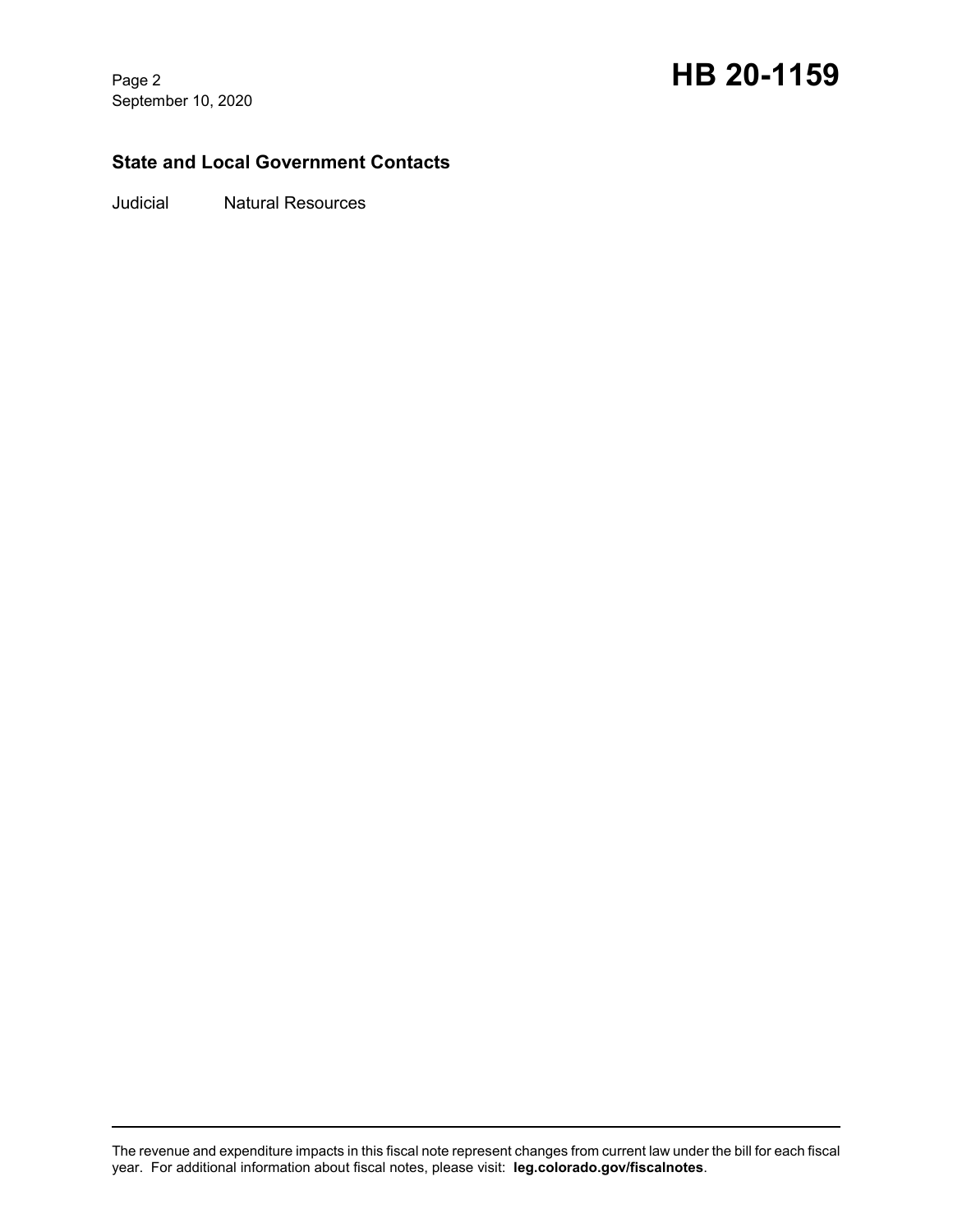## State and Local Government Contacts

Judicial Natural Resources

The revenue and expenditure impacts in this fiscal note represent changes from current law under the bill for each fiscal year. For additional information about fiscal notes, please visit: **leg.colorado.gov/fiscalnotes**.